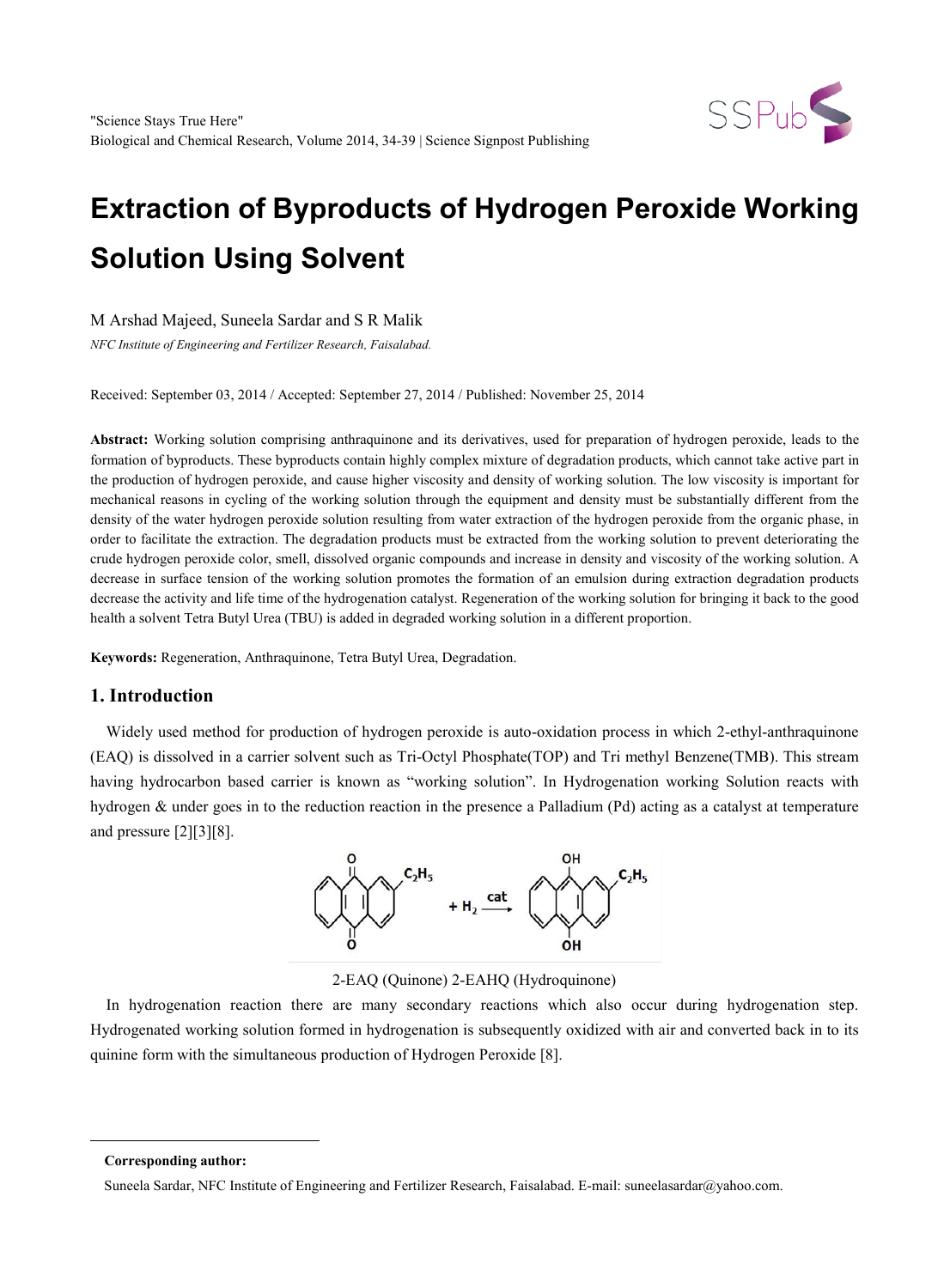"Science Stays True Here"
Biological and Chemical Research, Volume 2014, 34-39 | Science Signpost Publishing

# Extraction of Byproducts of Hydrogen Peroxide Working Solution Using Solvent

M Arshad Majeed, Suneela Sardar and S R Malik

*NFC Institute of Engineering and Fertilizer Research, Faisalabad.*

Received: September 03, 2014 / Accepted: September 27, 2014 / Published: November 25, 2014

**Abstract:** Working solution comprising anthraquinone and its derivatives, used for preparation of hydrogen peroxide, leads to the formation of byproducts. These byproducts contain highly complex mixture of degradation products, which cannot take active part in the production of hydrogen peroxide, and cause higher viscosity and density of working solution. The low viscosity is important for mechanical reasons in cycling of the working solution through the equipment and density must be substantially different from the density of the water hydrogen peroxide solution resulting from water extraction of the hydrogen peroxide from the organic phase, in order to facilitate the extraction. The degradation products must be extracted from the working solution to prevent deteriorating the crude hydrogen peroxide color, smell, dissolved organic compounds and increase in density and viscosity of the working solution. A decrease in surface tension of the working solution promotes the formation of an emulsion during extraction degradation products decrease the activity and life time of the hydrogenation catalyst. Regeneration of the working solution for bringing it back to the good health a solvent Tetra Butyl Urea (TBU) is added in degraded working solution in a different proportion.

**Keywords:** Regeneration, Anthraquinone, Tetra Butyl Urea, Degradation.

## 1. Introduction

Widely used method for production of hydrogen peroxide is auto-oxidation process in which 2-ethyl-anthraquinone (EAQ) is dissolved in a carrier solvent such as Tri-Octyl Phosphate(TOP) and Tri methyl Benzene(TMB). This stream having hydrocarbon based carrier is known as "working solution". In Hydrogenation working Solution reacts with hydrogen & under goes in to the reduction reaction in the presence a Palladium (Pd) acting as a catalyst at temperature and pressure [2][3][8].

$$\text{2-EAQ} + H_2 \xrightarrow{cat} \text{2-EAHQ}$$

2-EAQ (Quinone) 2-EAHQ (Hydroquinone)

In hydrogenation reaction there are many secondary reactions which also occur during hydrogenation step. Hydrogenated working solution formed in hydrogenation is subsequently oxidized with air and converted back in to its quinine form with the simultaneous production of Hydrogen Peroxide [8].

**Corresponding author:**

Suneela Sardar, NFC Institute of Engineering and Fertilizer Research, Faisalabad. E-mail: suneelasardar@yahoo.com.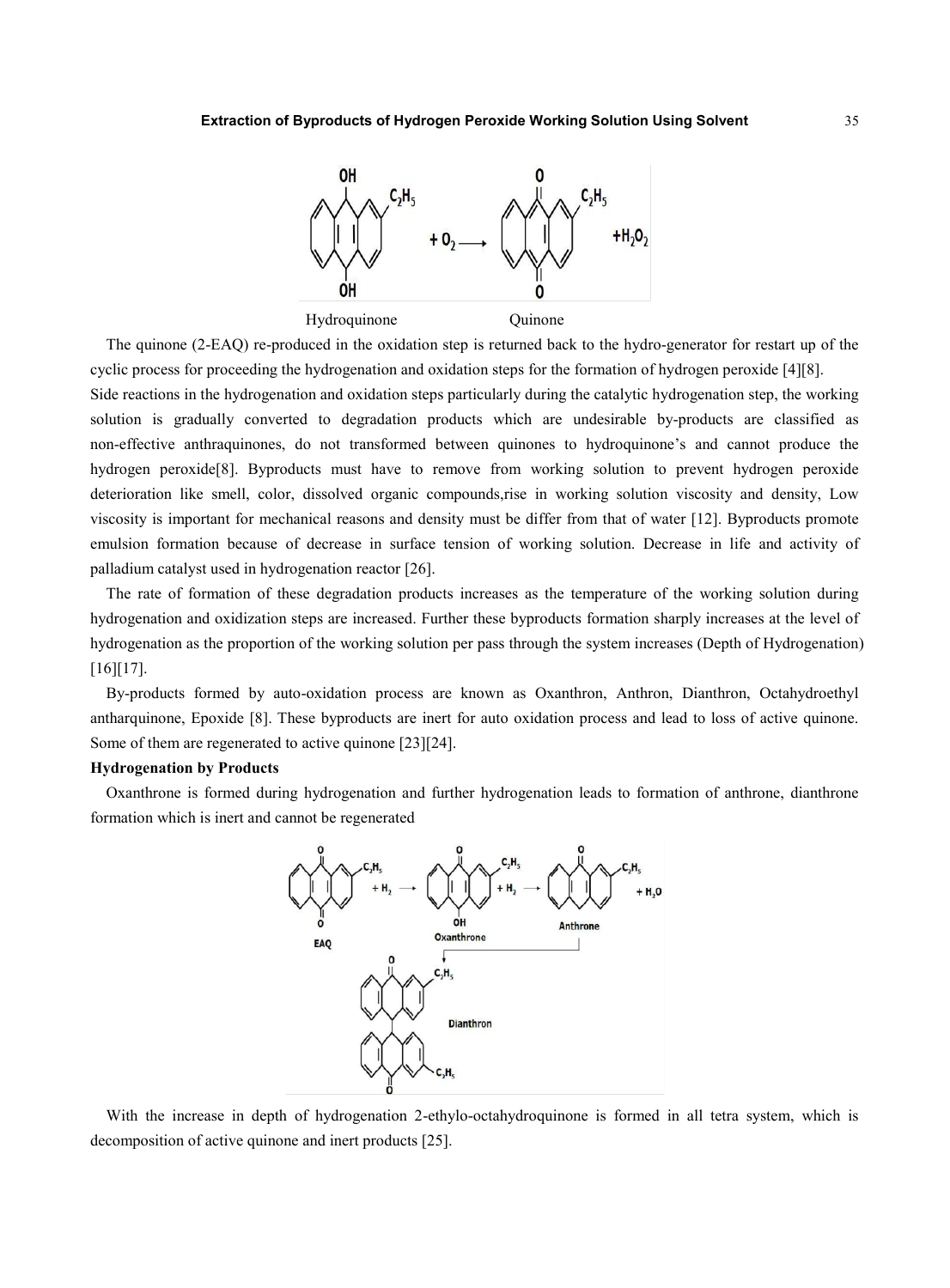Hydroquinone Quinone

The quinone (2-EAQ) re-produced in the oxidation step is returned back to the hydro-generator for restart up of the cyclic process for proceeding the hydrogenation and oxidation steps for the formation of hydrogen peroxide [4][8].

Side reactions in the hydrogenation and oxidation steps particularly during the catalytic hydrogenation step, the working solution is gradually converted to degradation products which are undesirable by-products are classified as non-effective anthraquinones, do not transformed between quinones to hydroquinone's and cannot produce the hydrogen peroxide[8]. Byproducts must have to remove from working solution to prevent hydrogen peroxide deterioration like smell, color, dissolved organic compounds,rise in working solution viscosity and density, Low viscosity is important for mechanical reasons and density must be differ from that of water [12]. Byproducts promote emulsion formation because of decrease in surface tension of working solution. Decrease in life and activity of palladium catalyst used in hydrogenation reactor [26].

The rate of formation of these degradation products increases as the temperature of the working solution during hydrogenation and oxidization steps are increased. Further these byproducts formation sharply increases at the level of hydrogenation as the proportion of the working solution per pass through the system increases (Depth of Hydrogenation) [16][17].

By-products formed by auto-oxidation process are known as Oxanthron, Anthron, Dianthron, Octahydroethyl antharquinone, Epoxide [8]. These byproducts are inert for auto oxidation process and lead to loss of active quinone. Some of them are regenerated to active quinone [23][24].

**Hydrogenation by Products**

Oxanthrone is formed during hydrogenation and further hydrogenation leads to formation of anthrone, dianthrone formation which is inert and cannot be regenerated

With the increase in depth of hydrogenation 2-ethylo-octahydroquinone is formed in all tetra system, which is decomposition of active quinone and inert products [25].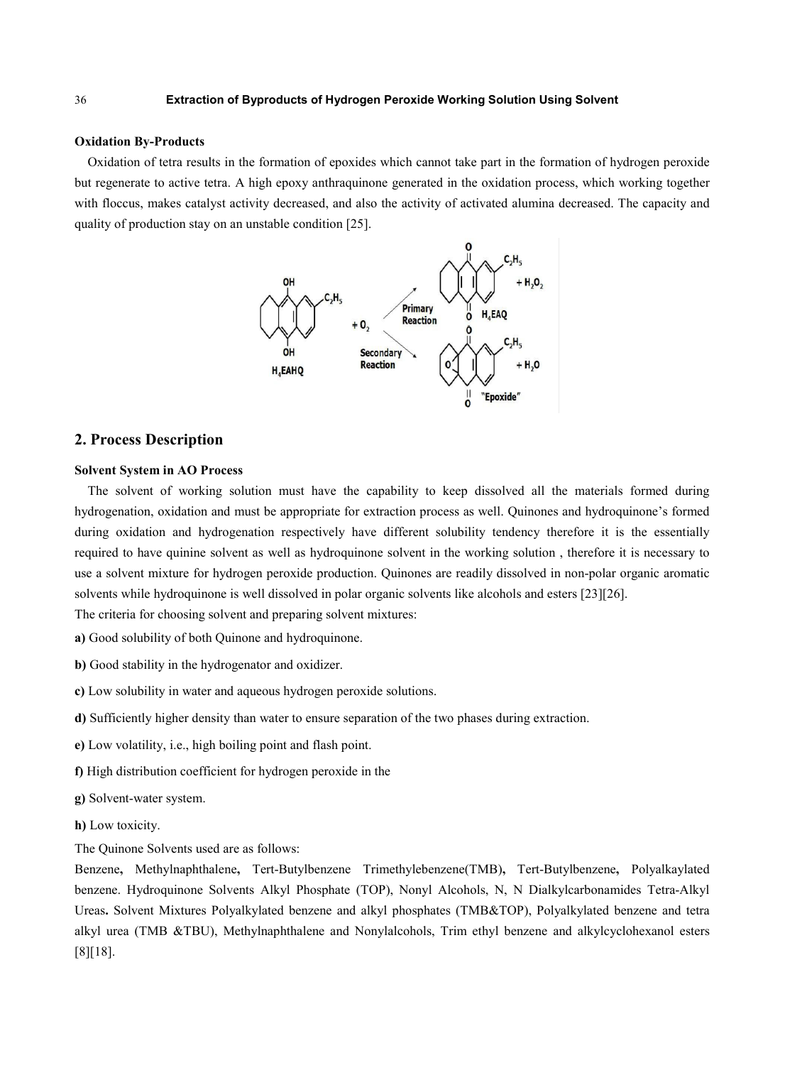**Oxidation By-Products**

Oxidation of tetra results in the formation of epoxides which cannot take part in the formation of hydrogen peroxide but regenerate to active tetra. A high epoxy anthraquinone generated in the oxidation process, which working together with floccus, makes catalyst activity decreased, and also the activity of activated alumina decreased. The capacity and quality of production stay on an unstable condition [25].

## 2. Process Description

**Solvent System in AO Process**

The solvent of working solution must have the capability to keep dissolved all the materials formed during hydrogenation, oxidation and must be appropriate for extraction process as well. Quinones and hydroquinone's formed during oxidation and hydrogenation respectively have different solubility tendency therefore it is the essentially required to have quinine solvent as well as hydroquinone solvent in the working solution , therefore it is necessary to use a solvent mixture for hydrogen peroxide production. Quinones are readily dissolved in non-polar organic aromatic solvents while hydroquinone is well dissolved in polar organic solvents like alcohols and esters [23][26].

The criteria for choosing solvent and preparing solvent mixtures:

**a)** Good solubility of both Quinone and hydroquinone.

**b)** Good stability in the hydrogenator and oxidizer.

**c)** Low solubility in water and aqueous hydrogen peroxide solutions.

**d)** Sufficiently higher density than water to ensure separation of the two phases during extraction.

**e)** Low volatility, i.e., high boiling point and flash point.

**f)** High distribution coefficient for hydrogen peroxide in the

**g)** Solvent-water system.

**h)** Low toxicity.

The Quinone Solvents used are as follows:

Benzene**,** Methylnaphthalene**,** Tert-Butylbenzene Trimethylebenzene(TMB)**,** Tert-Butylbenzene**,** Polyalkaylated benzene. Hydroquinone Solvents Alkyl Phosphate (TOP), Nonyl Alcohols, N, N Dialkylcarbonamides Tetra-Alkyl Ureas**.** Solvent Mixtures Polyalkylated benzene and alkyl phosphates (TMB&TOP), Polyalkylated benzene and tetra alkyl urea (TMB &TBU), Methylnaphthalene and Nonylalcohols, Trim ethyl benzene and alkylcyclohexanol esters [8][18].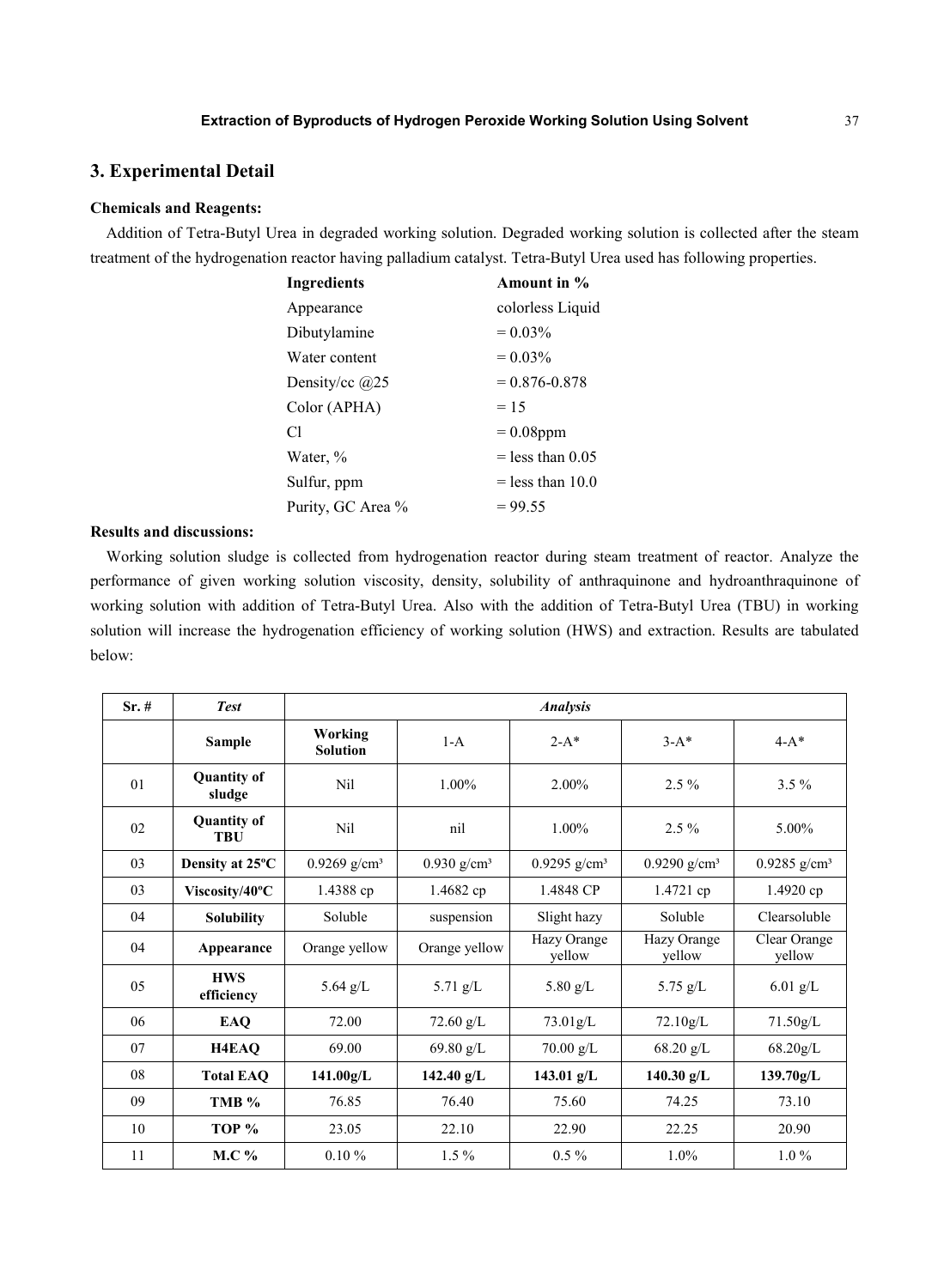## 3. Experimental Detail

**Chemicals and Reagents:**

Addition of Tetra-Butyl Urea in degraded working solution. Degraded working solution is collected after the steam treatment of the hydrogenation reactor having palladium catalyst. Tetra-Butyl Urea used has following properties.

| **Ingredients** | **Amount in %** |
|---|---|
| Appearance | colorless Liquid |
| Dibutylamine | = 0.03% |
| Water content | = 0.03% |
| Density/cc @25 | = 0.876-0.878 |
| Color (APHA) | = 15 |
| Cl | = 0.08ppm |
| Water, % | = less than 0.05 |
| Sulfur, ppm | = less than 10.0 |
| Purity, GC Area % | = 99.55 |

**Results and discussions:**

Working solution sludge is collected from hydrogenation reactor during steam treatment of reactor. Analyze the performance of given working solution viscosity, density, solubility of anthraquinone and hydroanthraquinone of working solution with addition of Tetra-Butyl Urea. Also with the addition of Tetra-Butyl Urea (TBU) in working solution will increase the hydrogenation efficiency of working solution (HWS) and extraction. Results are tabulated below:

| **Sr. #** | ***Test*** | ***Analysis*** | | | | |
|---|---|---|---|---|---|---|
| | **Sample** | **Working Solution** | 1-A | 2-A* | 3-A* | 4-A* |
| 01 | **Quantity of sludge** | Nil | 1.00% | 2.00% | 2.5 % | 3.5 % |
| 02 | **Quantity of TBU** | Nil | nil | 1.00% | 2.5 % | 5.00% |
| 03 | **Density at 25ºC** | 0.9269 g/cm³ | 0.930 g/cm³ | 0.9295 g/cm³ | 0.9290 g/cm³ | 0.9285 g/cm³ |
| 03 | **Viscosity/40ºC** | 1.4388 cp | 1.4682 cp | 1.4848 CP | 1.4721 cp | 1.4920 cp |
| 04 | **Solubility** | Soluble | suspension | Slight hazy | Soluble | Clearsoluble |
| 04 | **Appearance** | Orange yellow | Orange yellow | Hazy Orange yellow | Hazy Orange yellow | Clear Orange yellow |
| 05 | **HWS efficiency** | 5.64 g/L | 5.71 g/L | 5.80 g/L | 5.75 g/L | 6.01 g/L |
| 06 | **EAQ** | 72.00 | 72.60 g/L | 73.01g/L | 72.10g/L | 71.50g/L |
| 07 | **H4EAQ** | 69.00 | 69.80 g/L | 70.00 g/L | 68.20 g/L | 68.20g/L |
| 08 | **Total EAQ** | **141.00g/L** | **142.40 g/L** | **143.01 g/L** | **140.30 g/L** | **139.70g/L** |
| 09 | **TMB %** | 76.85 | 76.40 | 75.60 | 74.25 | 73.10 |
| 10 | **TOP %** | 23.05 | 22.10 | 22.90 | 22.25 | 20.90 |
| 11 | **M.C %** | 0.10 % | 1.5 % | 0.5 % | 1.0% | 1.0 % |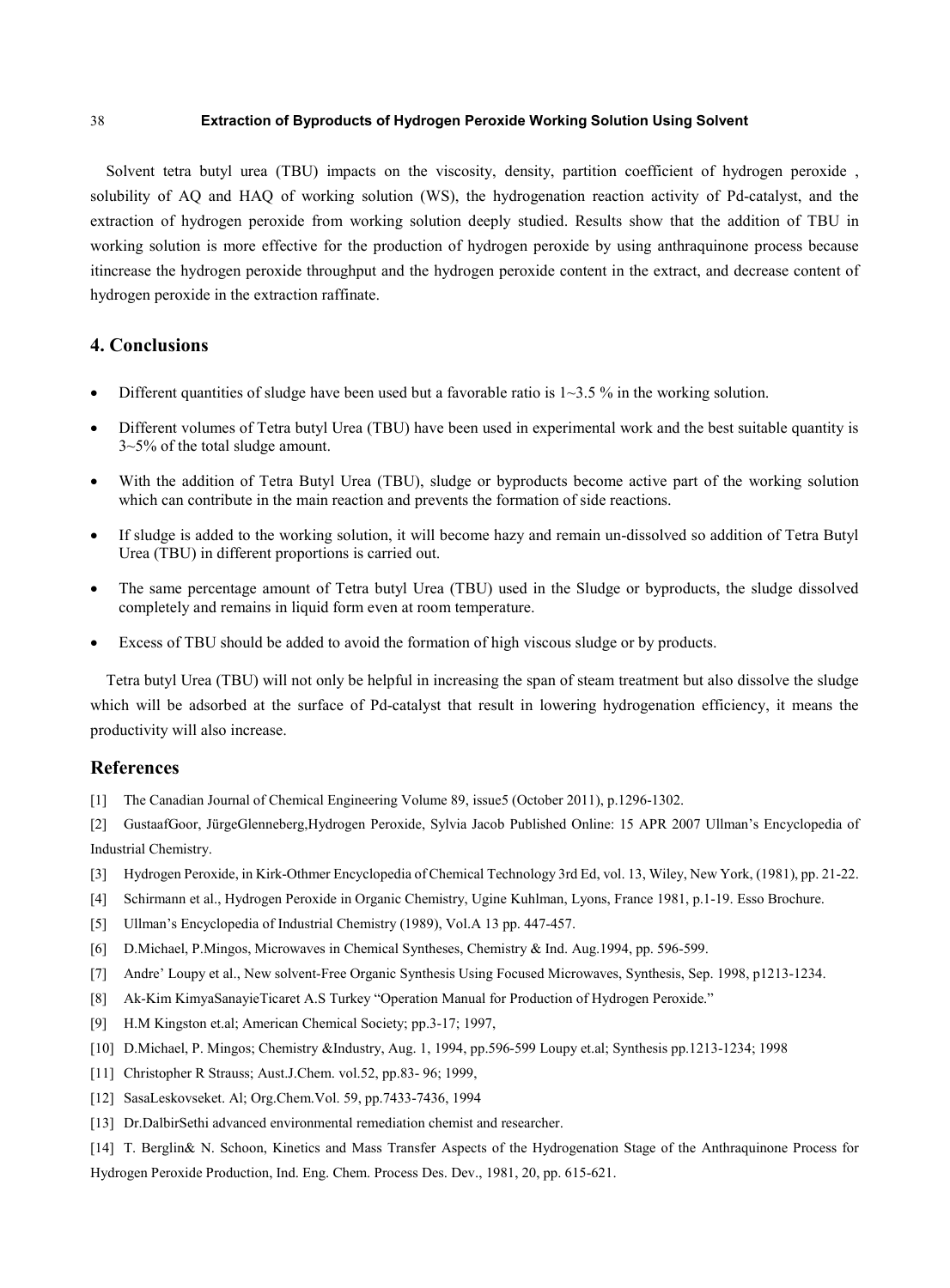Solvent tetra butyl urea (TBU) impacts on the viscosity, density, partition coefficient of hydrogen peroxide , solubility of AQ and HAQ of working solution (WS), the hydrogenation reaction activity of Pd-catalyst, and the extraction of hydrogen peroxide from working solution deeply studied. Results show that the addition of TBU in working solution is more effective for the production of hydrogen peroxide by using anthraquinone process because itincrease the hydrogen peroxide throughput and the hydrogen peroxide content in the extract, and decrease content of hydrogen peroxide in the extraction raffinate.

## 4. Conclusions

- Different quantities of sludge have been used but a favorable ratio is 1~3.5 % in the working solution.
- Different volumes of Tetra butyl Urea (TBU) have been used in experimental work and the best suitable quantity is 3~5% of the total sludge amount.
- With the addition of Tetra Butyl Urea (TBU), sludge or byproducts become active part of the working solution which can contribute in the main reaction and prevents the formation of side reactions.
- If sludge is added to the working solution, it will become hazy and remain un-dissolved so addition of Tetra Butyl Urea (TBU) in different proportions is carried out.
- The same percentage amount of Tetra butyl Urea (TBU) used in the Sludge or byproducts, the sludge dissolved completely and remains in liquid form even at room temperature.
- Excess of TBU should be added to avoid the formation of high viscous sludge or by products.

Tetra butyl Urea (TBU) will not only be helpful in increasing the span of steam treatment but also dissolve the sludge which will be adsorbed at the surface of Pd-catalyst that result in lowering hydrogenation efficiency, it means the productivity will also increase.

## References

[1] The Canadian Journal of Chemical Engineering Volume 89, issue5 (October 2011), p.1296-1302.

[2] GustaafGoor, JürgeGlenneberg,Hydrogen Peroxide, Sylvia Jacob Published Online: 15 APR 2007 Ullman's Encyclopedia of Industrial Chemistry.

[3] Hydrogen Peroxide, in Kirk-Othmer Encyclopedia of Chemical Technology 3rd Ed, vol. 13, Wiley, New York, (1981), pp. 21-22.

[4] Schirmann et al., Hydrogen Peroxide in Organic Chemistry, Ugine Kuhlman, Lyons, France 1981, p.1-19. Esso Brochure.

[5] Ullman's Encyclopedia of Industrial Chemistry (1989), Vol.A 13 pp. 447-457.

[6] D.Michael, P.Mingos, Microwaves in Chemical Syntheses, Chemistry & Ind. Aug.1994, pp. 596-599.

[7] Andre' Loupy et al., New solvent-Free Organic Synthesis Using Focused Microwaves, Synthesis, Sep. 1998, p1213-1234.

[8] Ak-Kim KimyaSanayieTicaret A.S Turkey "Operation Manual for Production of Hydrogen Peroxide."

[9] H.M Kingston et.al; American Chemical Society; pp.3-17; 1997,

[10] D.Michael, P. Mingos; Chemistry &Industry, Aug. 1, 1994, pp.596-599 Loupy et.al; Synthesis pp.1213-1234; 1998

[11] Christopher R Strauss; Aust.J.Chem. vol.52, pp.83- 96; 1999,

[12] SasaLeskovseket. Al; Org.Chem.Vol. 59, pp.7433-7436, 1994

[13] Dr.DalbirSethi advanced environmental remediation chemist and researcher.

[14] T. Berglin& N. Schoon, Kinetics and Mass Transfer Aspects of the Hydrogenation Stage of the Anthraquinone Process for Hydrogen Peroxide Production, Ind. Eng. Chem. Process Des. Dev., 1981, 20, pp. 615-621.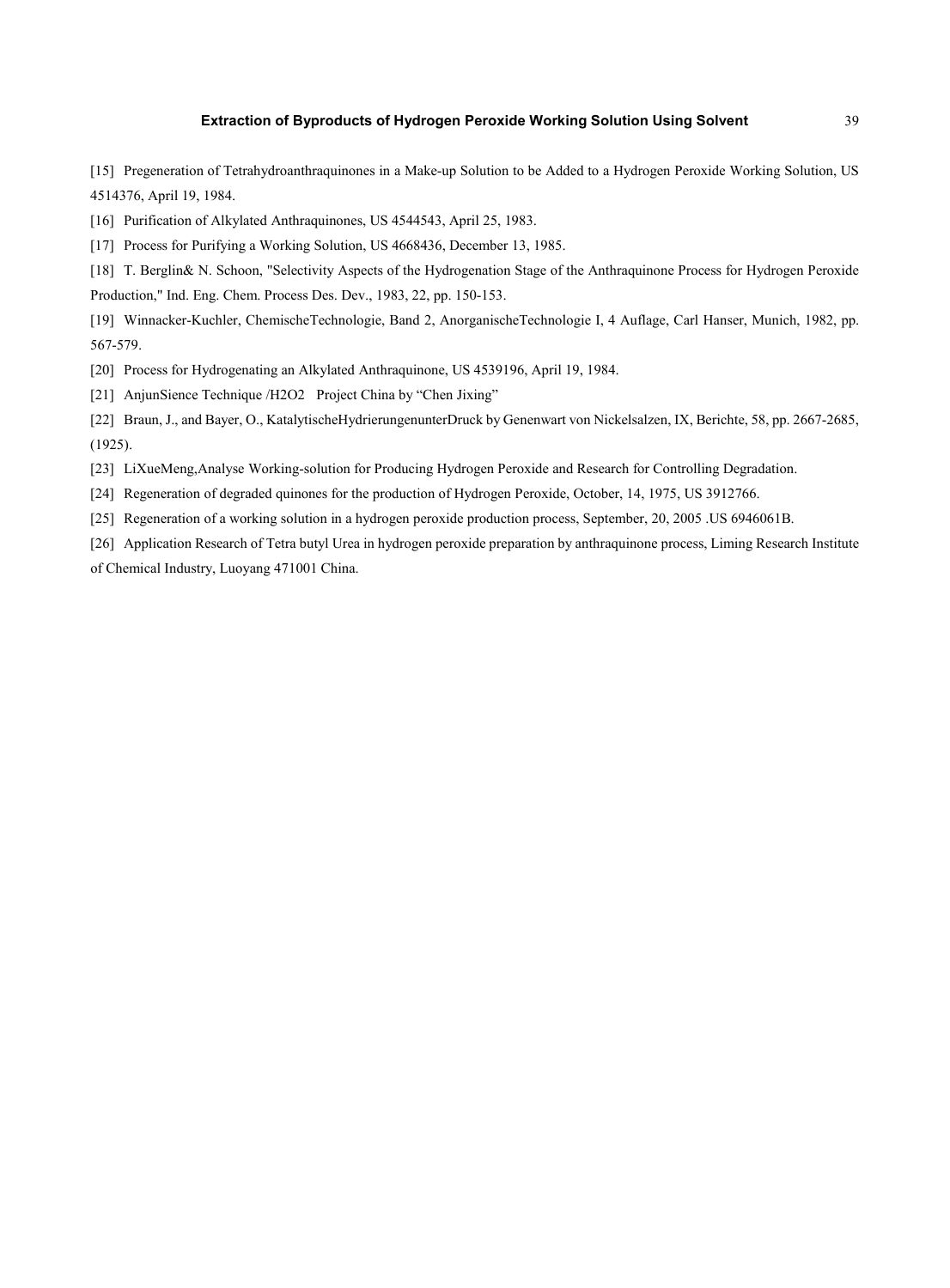[15] Pregeneration of Tetrahydroanthraquinones in a Make-up Solution to be Added to a Hydrogen Peroxide Working Solution, US 4514376, April 19, 1984.

[16] Purification of Alkylated Anthraquinones, US 4544543, April 25, 1983.

[17] Process for Purifying a Working Solution, US 4668436, December 13, 1985.

[18] T. Berglin& N. Schoon, "Selectivity Aspects of the Hydrogenation Stage of the Anthraquinone Process for Hydrogen Peroxide Production," Ind. Eng. Chem. Process Des. Dev., 1983, 22, pp. 150-153.

[19] Winnacker-Kuchler, ChemischeTechnologie, Band 2, AnorganischeTechnologie I, 4 Auflage, Carl Hanser, Munich, 1982, pp. 567-579.

[20] Process for Hydrogenating an Alkylated Anthraquinone, US 4539196, April 19, 1984.

[21] AnjunSience Technique /H2O2 Project China by "Chen Jixing"

[22] Braun, J., and Bayer, O., KatalytischeHydrierungenunterDruck by Genenwart von Nickelsalzen, IX, Berichte, 58, pp. 2667-2685, (1925).

[23] LiXueMeng,Analyse Working-solution for Producing Hydrogen Peroxide and Research for Controlling Degradation.

[24] Regeneration of degraded quinones for the production of Hydrogen Peroxide, October, 14, 1975, US 3912766.

[25] Regeneration of a working solution in a hydrogen peroxide production process, September, 20, 2005 .US 6946061B.

[26] Application Research of Tetra butyl Urea in hydrogen peroxide preparation by anthraquinone process, Liming Research Institute of Chemical Industry, Luoyang 471001 China.